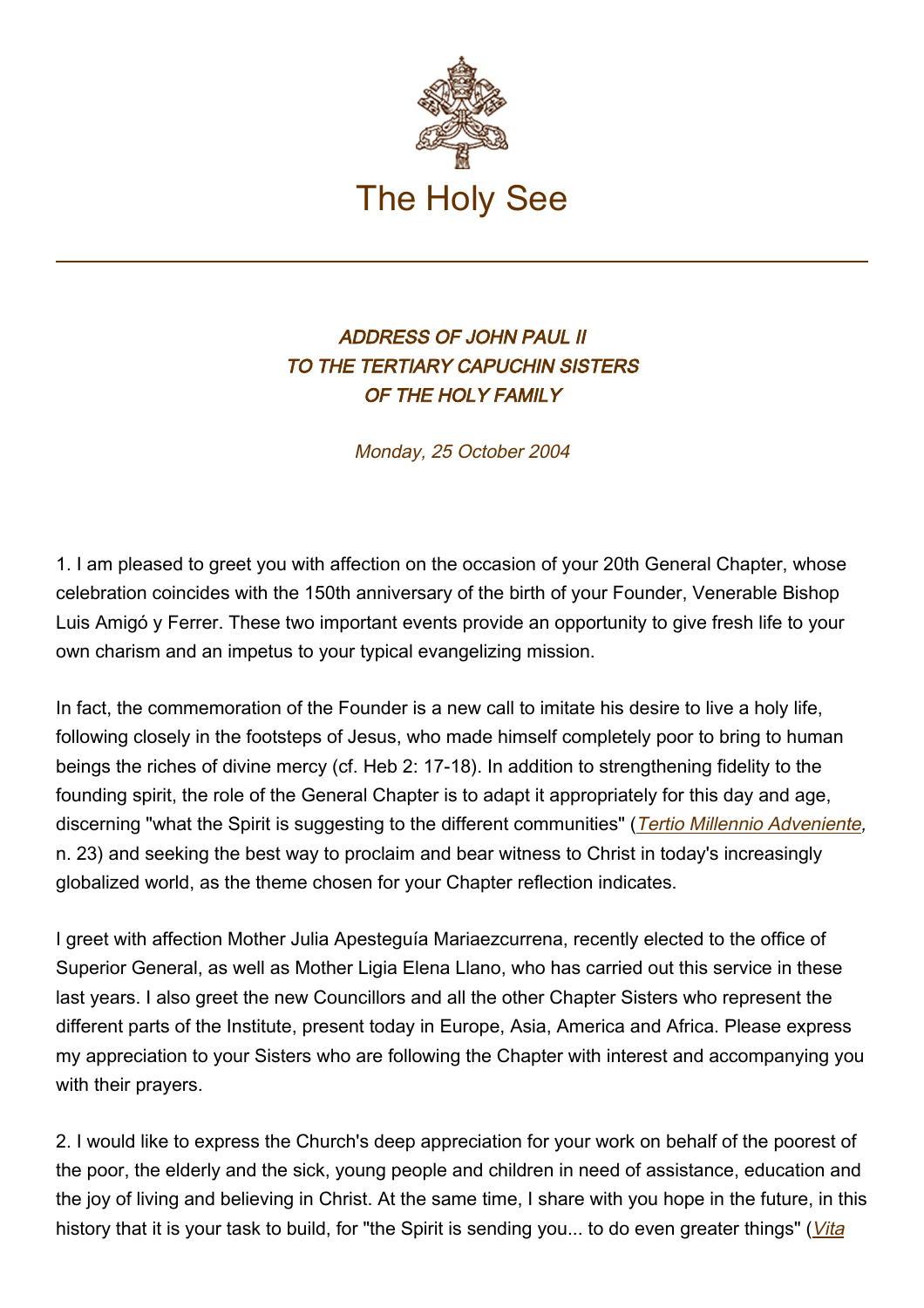The Holy See

# *ADDRESS OF JOHN PAUL II TO THE TERTIARY CAPUCHIN SISTERS OF THE HOLY FAMILY*

*Monday, 25 October 2004*

1. I am pleased to greet you with affection on the occasion of your 20th General Chapter, whose celebration coincides with the 150th anniversary of the birth of your Founder, Venerable Bishop Luis Amigó y Ferrer. These two important events provide an opportunity to give fresh life to your own charism and an impetus to your typical evangelizing mission.

In fact, the commemoration of the Founder is a new call to imitate his desire to live a holy life, following closely in the footsteps of Jesus, who made himself completely poor to bring to human beings the riches of divine mercy (cf. Heb 2: 17-18). In addition to strengthening fidelity to the founding spirit, the role of the General Chapter is to adapt it appropriately for this day and age, discerning "what the Spirit is suggesting to the different communities" (*Tertio Millennio Adveniente*, n. 23) and seeking the best way to proclaim and bear witness to Christ in today's increasingly globalized world, as the theme chosen for your Chapter reflection indicates.

I greet with affection Mother Julia Apesteguía Mariaezcurrena, recently elected to the office of Superior General, as well as Mother Ligia Elena Llano, who has carried out this service in these last years. I also greet the new Councillors and all the other Chapter Sisters who represent the different parts of the Institute, present today in Europe, Asia, America and Africa. Please express my appreciation to your Sisters who are following the Chapter with interest and accompanying you with their prayers.

2. I would like to express the Church's deep appreciation for your work on behalf of the poorest of the poor, the elderly and the sick, young people and children in need of assistance, education and the joy of living and believing in Christ. At the same time, I share with you hope in the future, in this history that it is your task to build, for "the Spirit is sending you... to do even greater things" (*Vita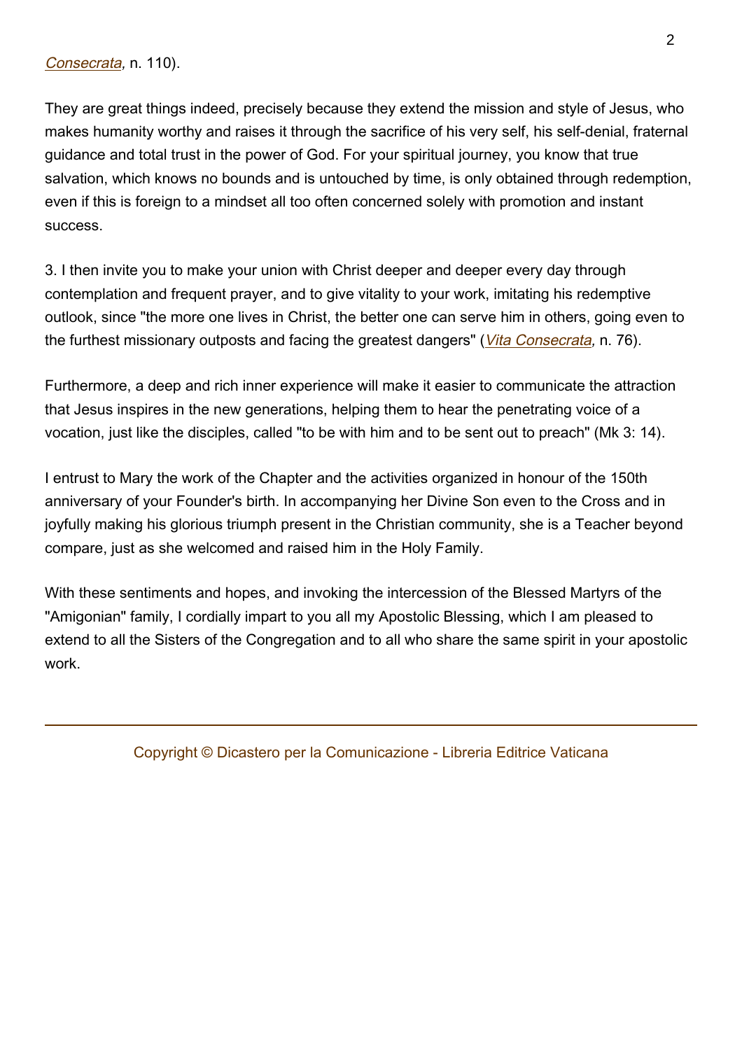*Consecrata*, n. 110).

They are great things indeed, precisely because they extend the mission and style of Jesus, who makes humanity worthy and raises it through the sacrifice of his very self, his self-denial, fraternal guidance and total trust in the power of God. For your spiritual journey, you know that true salvation, which knows no bounds and is untouched by time, is only obtained through redemption, even if this is foreign to a mindset all too often concerned solely with promotion and instant success.

3. I then invite you to make your union with Christ deeper and deeper every day through contemplation and frequent prayer, and to give vitality to your work, imitating his redemptive outlook, since "the more one lives in Christ, the better one can serve him in others, going even to the furthest missionary outposts and facing the greatest dangers" (*Vita Consecrata*, n. 76).

Furthermore, a deep and rich inner experience will make it easier to communicate the attraction that Jesus inspires in the new generations, helping them to hear the penetrating voice of a vocation, just like the disciples, called "to be with him and to be sent out to preach" (Mk 3: 14).

I entrust to Mary the work of the Chapter and the activities organized in honour of the 150th anniversary of your Founder's birth. In accompanying her Divine Son even to the Cross and in joyfully making his glorious triumph present in the Christian community, she is a Teacher beyond compare, just as she welcomed and raised him in the Holy Family.

With these sentiments and hopes, and invoking the intercession of the Blessed Martyrs of the "Amigonian" family, I cordially impart to you all my Apostolic Blessing, which I am pleased to extend to all the Sisters of the Congregation and to all who share the same spirit in your apostolic work.

---

Copyright © Dicastero per la Comunicazione - Libreria Editrice Vaticana